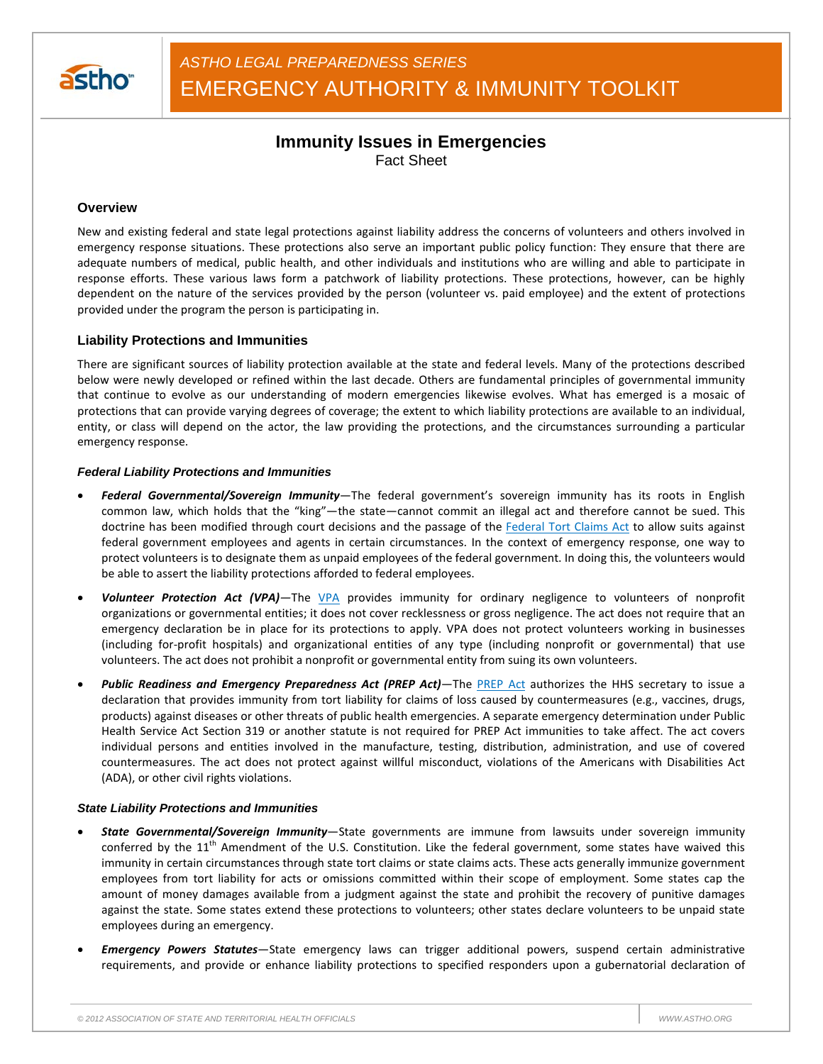*ASTHO LEGAL PREPAREDNESS SERIES*

EMERGENCY AUTHORITY & IMMUNITY TOOLKIT

# Immunity Issues in Emergencies

Fact Sheet

## Overview

New and existing federal and state legal protections against liability address the concerns of volunteers and others involved in emergency response situations. These protections also serve an important public policy function: They ensure that there are adequate numbers of medical, public health, and other individuals and institutions who are willing and able to participate in response efforts. These various laws form a patchwork of liability protections. These protections, however, can be highly dependent on the nature of the services provided by the person (volunteer vs. paid employee) and the extent of protections provided under the program the person is participating in.

## Liability Protections and Immunities

There are significant sources of liability protection available at the state and federal levels. Many of the protections described below were newly developed or refined within the last decade. Others are fundamental principles of governmental immunity that continue to evolve as our understanding of modern emergencies likewise evolves. What has emerged is a mosaic of protections that can provide varying degrees of coverage; the extent to which liability protections are available to an individual, entity, or class will depend on the actor, the law providing the protections, and the circumstances surrounding a particular emergency response.

### *Federal Liability Protections and Immunities*

- ***Federal Governmental/Sovereign Immunity***—The federal government's sovereign immunity has its roots in English common law, which holds that the "king"—the state—cannot commit an illegal act and therefore cannot be sued. This doctrine has been modified through court decisions and the passage of the Federal Tort Claims Act to allow suits against federal government employees and agents in certain circumstances. In the context of emergency response, one way to protect volunteers is to designate them as unpaid employees of the federal government. In doing this, the volunteers would be able to assert the liability protections afforded to federal employees.
- ***Volunteer Protection Act (VPA)***—The VPA provides immunity for ordinary negligence to volunteers of nonprofit organizations or governmental entities; it does not cover recklessness or gross negligence. The act does not require that an emergency declaration be in place for its protections to apply. VPA does not protect volunteers working in businesses (including for-profit hospitals) and organizational entities of any type (including nonprofit or governmental) that use volunteers. The act does not prohibit a nonprofit or governmental entity from suing its own volunteers.
- ***Public Readiness and Emergency Preparedness Act (PREP Act)***—The PREP Act authorizes the HHS secretary to issue a declaration that provides immunity from tort liability for claims of loss caused by countermeasures (e.g., vaccines, drugs, products) against diseases or other threats of public health emergencies. A separate emergency determination under Public Health Service Act Section 319 or another statute is not required for PREP Act immunities to take affect. The act covers individual persons and entities involved in the manufacture, testing, distribution, administration, and use of covered countermeasures. The act does not protect against willful misconduct, violations of the Americans with Disabilities Act (ADA), or other civil rights violations.

### *State Liability Protections and Immunities*

- ***State Governmental/Sovereign Immunity***—State governments are immune from lawsuits under sovereign immunity conferred by the 11th Amendment of the U.S. Constitution. Like the federal government, some states have waived this immunity in certain circumstances through state tort claims or state claims acts. These acts generally immunize government employees from tort liability for acts or omissions committed within their scope of employment. Some states cap the amount of money damages available from a judgment against the state and prohibit the recovery of punitive damages against the state. Some states extend these protections to volunteers; other states declare volunteers to be unpaid state employees during an emergency.
- ***Emergency Powers Statutes***—State emergency laws can trigger additional powers, suspend certain administrative requirements, and provide or enhance liability protections to specified responders upon a gubernatorial declaration of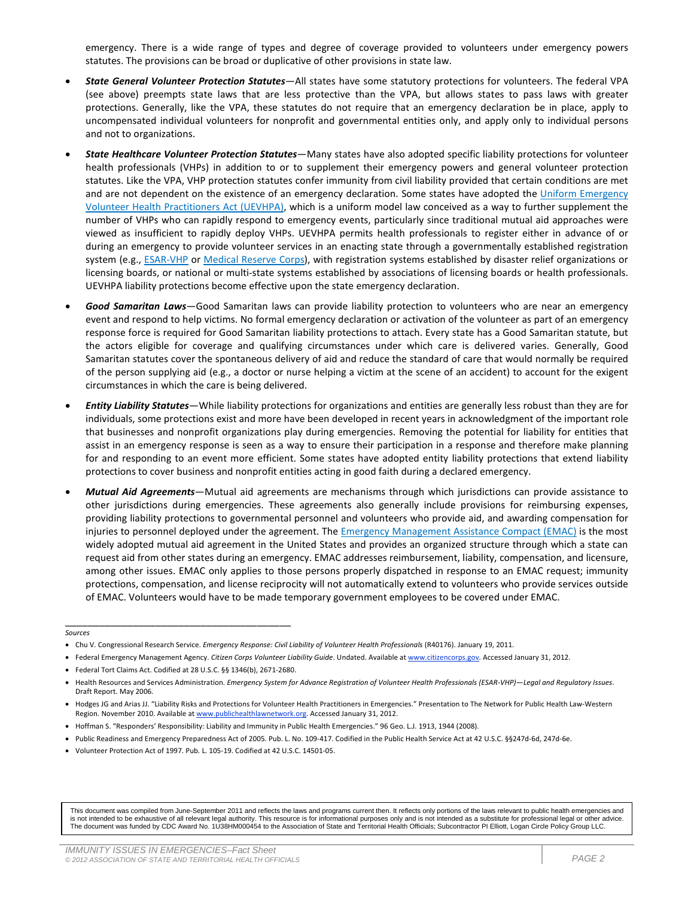emergency. There is a wide range of types and degree of coverage provided to volunteers under emergency powers statutes. The provisions can be broad or duplicative of other provisions in state law.

- ***State General Volunteer Protection Statutes***—All states have some statutory protections for volunteers. The federal VPA (see above) preempts state laws that are less protective than the VPA, but allows states to pass laws with greater protections. Generally, like the VPA, these statutes do not require that an emergency declaration be in place, apply to uncompensated individual volunteers for nonprofit and governmental entities only, and apply only to individual persons and not to organizations.
- ***State Healthcare Volunteer Protection Statutes***—Many states have also adopted specific liability protections for volunteer health professionals (VHPs) in addition to or to supplement their emergency powers and general volunteer protection statutes. Like the VPA, VHP protection statutes confer immunity from civil liability provided that certain conditions are met and are not dependent on the existence of an emergency declaration. Some states have adopted the Uniform Emergency Volunteer Health Practitioners Act (UEVHPA), which is a uniform model law conceived as a way to further supplement the number of VHPs who can rapidly respond to emergency events, particularly since traditional mutual aid approaches were viewed as insufficient to rapidly deploy VHPs. UEVHPA permits health professionals to register either in advance of or during an emergency to provide volunteer services in an enacting state through a governmentally established registration system (e.g., ESAR-VHP or Medical Reserve Corps), with registration systems established by disaster relief organizations or licensing boards, or national or multi-state systems established by associations of licensing boards or health professionals. UEVHPA liability protections become effective upon the state emergency declaration.
- ***Good Samaritan Laws***—Good Samaritan laws can provide liability protection to volunteers who are near an emergency event and respond to help victims. No formal emergency declaration or activation of the volunteer as part of an emergency response force is required for Good Samaritan liability protections to attach. Every state has a Good Samaritan statute, but the actors eligible for coverage and qualifying circumstances under which care is delivered varies. Generally, Good Samaritan statutes cover the spontaneous delivery of aid and reduce the standard of care that would normally be required of the person supplying aid (e.g., a doctor or nurse helping a victim at the scene of an accident) to account for the exigent circumstances in which the care is being delivered.
- ***Entity Liability Statutes***—While liability protections for organizations and entities are generally less robust than they are for individuals, some protections exist and more have been developed in recent years in acknowledgment of the important role that businesses and nonprofit organizations play during emergencies. Removing the potential for liability for entities that assist in an emergency response is seen as a way to ensure their participation in a response and therefore make planning for and responding to an event more efficient. Some states have adopted entity liability protections that extend liability protections to cover business and nonprofit entities acting in good faith during a declared emergency.
- ***Mutual Aid Agreements***—Mutual aid agreements are mechanisms through which jurisdictions can provide assistance to other jurisdictions during emergencies. These agreements also generally include provisions for reimbursing expenses, providing liability protections to governmental personnel and volunteers who provide aid, and awarding compensation for injuries to personnel deployed under the agreement. The Emergency Management Assistance Compact (EMAC) is the most widely adopted mutual aid agreement in the United States and provides an organized structure through which a state can request aid from other states during an emergency. EMAC addresses reimbursement, liability, compensation, and licensure, among other issues. EMAC only applies to those persons properly dispatched in response to an EMAC request; immunity protections, compensation, and license reciprocity will not automatically extend to volunteers who provide services outside of EMAC. Volunteers would have to be made temporary government employees to be covered under EMAC.

---

*Sources*

- Chu V. Congressional Research Service. *Emergency Response: Civil Liability of Volunteer Health Professionals* (R40176). January 19, 2011.
- Federal Emergency Management Agency. *Citizen Corps Volunteer Liability Guide*. Undated. Available at www.citizencorps.gov. Accessed January 31, 2012.
- Federal Tort Claims Act. Codified at 28 U.S.C. §§ 1346(b), 2671-2680.
- Health Resources and Services Administration. *Emergency System for Advance Registration of Volunteer Health Professionals (ESAR-VHP)—Legal and Regulatory Issues*. Draft Report. May 2006.
- Hodges JG and Arias JJ. "Liability Risks and Protections for Volunteer Health Practitioners in Emergencies." Presentation to The Network for Public Health Law-Western Region. November 2010. Available at www.publichealthlawnetwork.org. Accessed January 31, 2012.
- Hoffman S. "Responders' Responsibility: Liability and Immunity in Public Health Emergencies." 96 Geo. L.J. 1913, 1944 (2008).
- Public Readiness and Emergency Preparedness Act of 2005. Pub. L. No. 109-417. Codified in the Public Health Service Act at 42 U.S.C. §§247d-6d, 247d-6e.
- Volunteer Protection Act of 1997. Pub. L. 105-19. Codified at 42 U.S.C. 14501-05.

This document was compiled from June-September 2011 and reflects the laws and programs current then. It reflects only portions of the laws relevant to public health emergencies and is not intended to be exhaustive of all relevant legal authority. This resource is for informational purposes only and is not intended as a substitute for professional legal or other advice. The document was funded by CDC Award No. 1U38HM000454 to the Association of State and Territorial Health Officials; Subcontractor PI Elliott, Logan Circle Policy Group LLC.